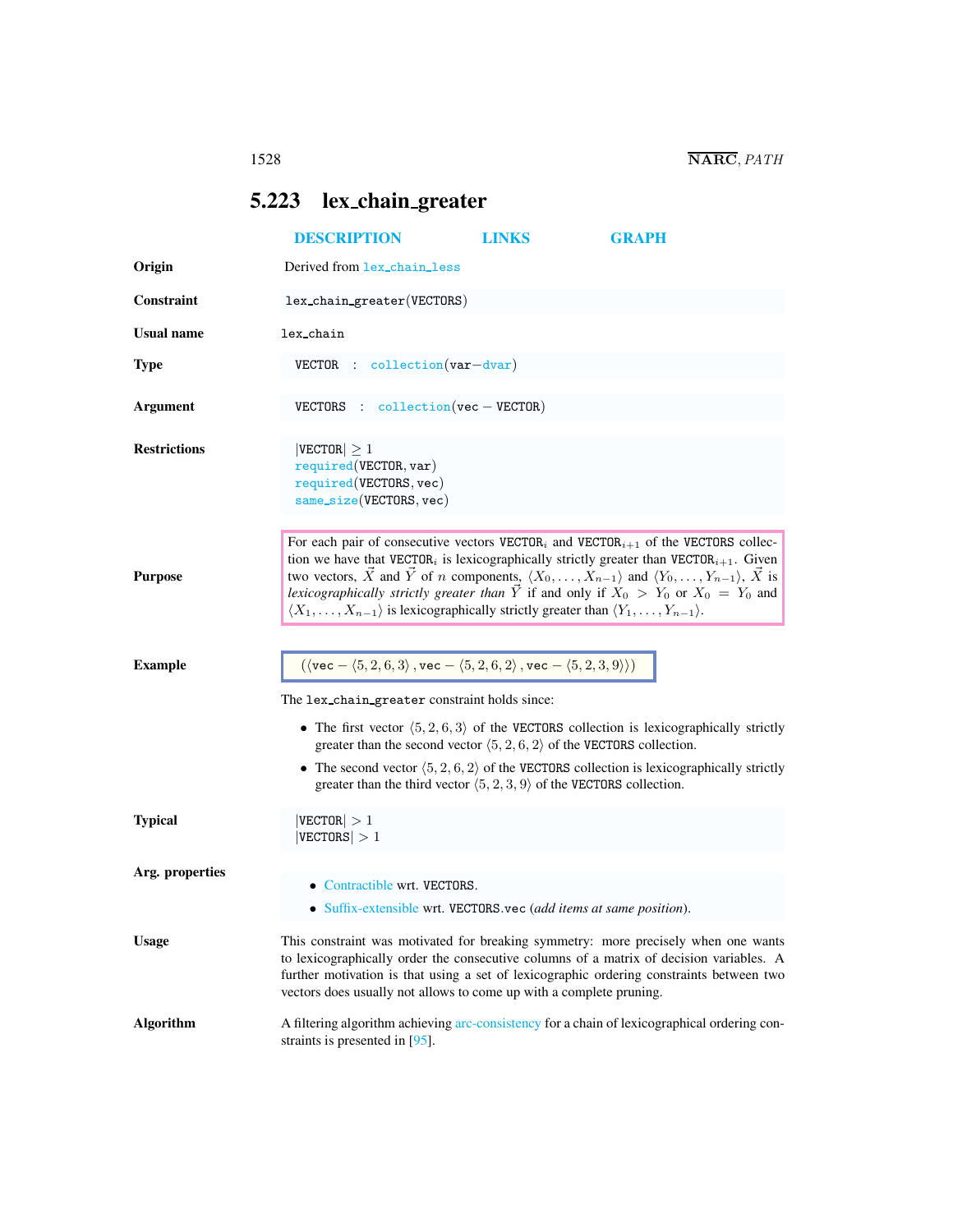## 5.223 lex_chain_greater

DESCRIPTION LINKS GRAPH

**Origin** Derived from lex_chain_less

**Constraint** lex_chain_greater(VECTORS)

**Usual name** lex_chain

**Type** VECTOR : collection(var−dvar)

**Argument** VECTORS : collection(vec − VECTOR)

**Restrictions**
|VECTOR| ≥ 1
required(VECTOR, var)
required(VECTORS, vec)
same_size(VECTORS, vec)

**Purpose**

For each pair of consecutive vectors $\text{VECTOR}_i$ and $\text{VECTOR}_{i+1}$ of the VECTORS collection we have that $\text{VECTOR}_i$ is lexicographically strictly greater than $\text{VECTOR}_{i+1}$. Given two vectors, $\vec{X}$ and $\vec{Y}$ of $n$ components, $\langle X_0, \ldots, X_{n-1}\rangle$ and $\langle Y_0, \ldots, Y_{n-1}\rangle$, $\vec{X}$ is *lexicographically strictly greater than* $\vec{Y}$ if and only if $X_0 > Y_0$ or $X_0 = Y_0$ and $\langle X_1, \ldots, X_{n-1}\rangle$ is lexicographically strictly greater than $\langle Y_1, \ldots, Y_{n-1}\rangle$.

**Example**

$(\langle \text{vec} - \langle 5,2,6,3\rangle, \text{vec} - \langle 5,2,6,2\rangle, \text{vec} - \langle 5,2,3,9\rangle\rangle)$

The lex_chain_greater constraint holds since:

- The first vector $\langle 5,2,6,3\rangle$ of the VECTORS collection is lexicographically strictly greater than the second vector $\langle 5,2,6,2\rangle$ of the VECTORS collection.
- The second vector $\langle 5,2,6,2\rangle$ of the VECTORS collection is lexicographically strictly greater than the third vector $\langle 5,2,3,9\rangle$ of the VECTORS collection.

**Typical**
|VECTOR| > 1
|VECTORS| > 1

**Arg. properties**

- Contractible wrt. VECTORS.
- Suffix-extensible wrt. VECTORS.vec (*add items at same position*).

**Usage** This constraint was motivated for breaking symmetry: more precisely when one wants to lexicographically order the consecutive columns of a matrix of decision variables. A further motivation is that using a set of lexicographic ordering constraints between two vectors does usually not allows to come up with a complete pruning.

**Algorithm** A filtering algorithm achieving arc-consistency for a chain of lexicographical ordering constraints is presented in [95].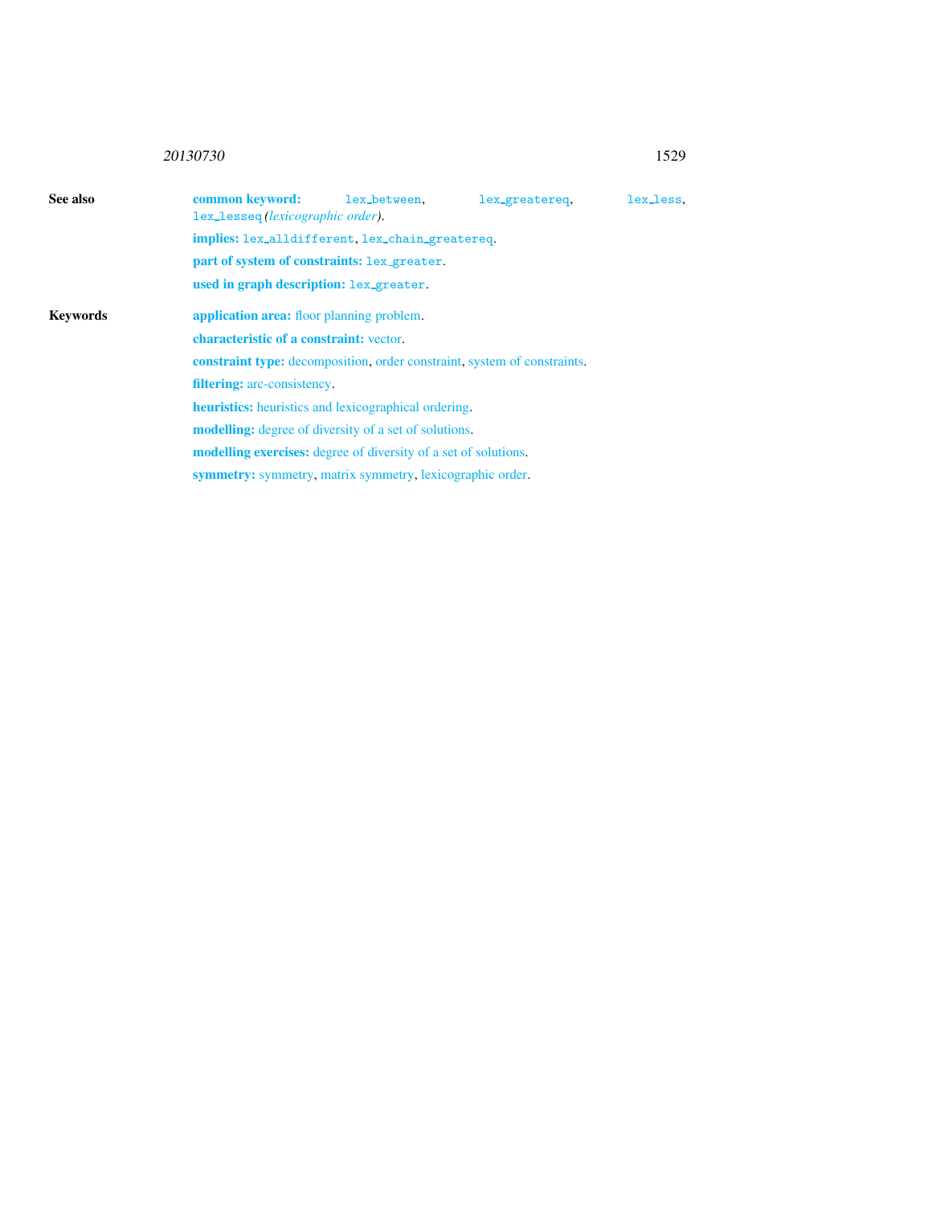**See also**

**common keyword:** lex_between, lex_greatereq, lex_less, lex_lesseq *(lexicographic order)*.

**implies:** lex_alldifferent, lex_chain_greatereq.

**part of system of constraints:** lex_greater.

**used in graph description:** lex_greater.

**Keywords**

**application area:** floor planning problem.

**characteristic of a constraint:** vector.

**constraint type:** decomposition, order constraint, system of constraints.

**filtering:** arc-consistency.

**heuristics:** heuristics and lexicographical ordering.

**modelling:** degree of diversity of a set of solutions.

**modelling exercises:** degree of diversity of a set of solutions.

**symmetry:** symmetry, matrix symmetry, lexicographic order.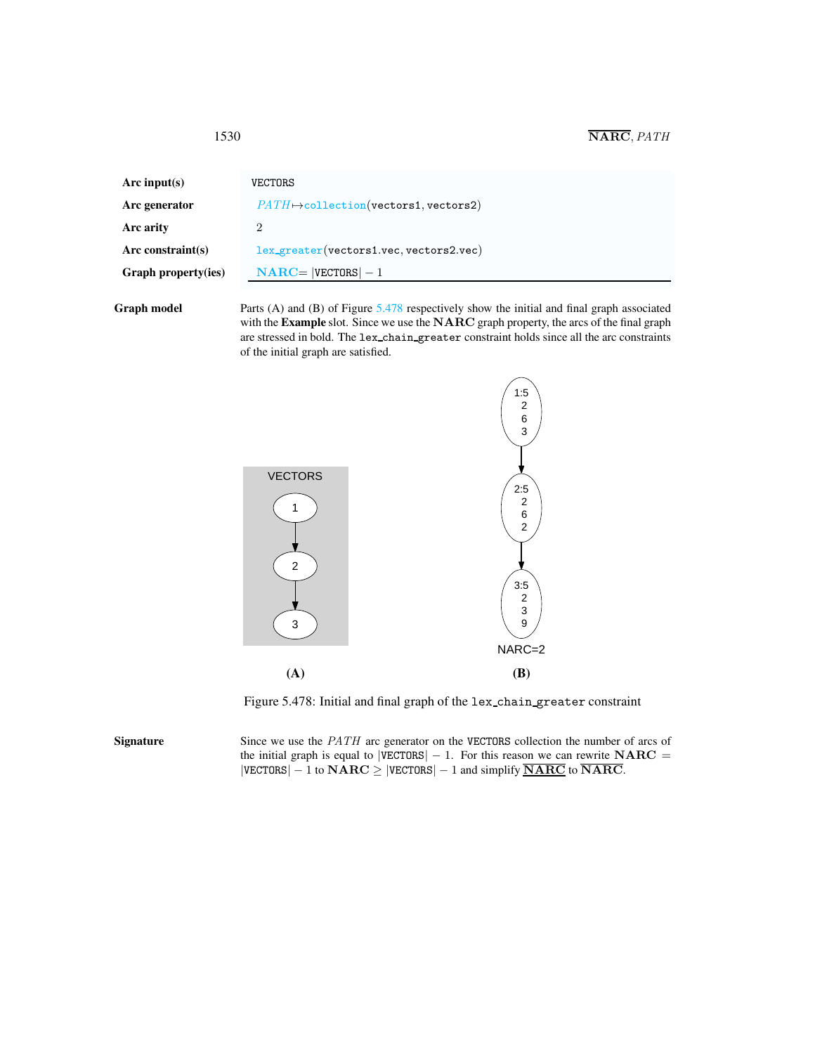| | |
|---|---|
| **Arc input(s)** | VECTORS |
| **Arc generator** | *PATH* $\mapsto$ collection(vectors1, vectors2) |
| **Arc arity** | 2 |
| **Arc constraint(s)** | lex_greater(vectors1.vec, vectors2.vec) |
| **Graph property(ies)** | **NARC**= \|VECTORS\| − 1 |

**Graph model**

Parts (A) and (B) of Figure 5.478 respectively show the initial and final graph associated with the **Example** slot. Since we use the **NARC** graph property, the arcs of the final graph are stressed in bold. The lex_chain_greater constraint holds since all the arc constraints of the initial graph are satisfied.

Figure 5.478: Initial and final graph of the lex_chain_greater constraint

**Signature**

Since we use the *PATH* arc generator on the VECTORS collection the number of arcs of the initial graph is equal to |VECTORS| − 1. For this reason we can rewrite **NARC** = |VECTORS| − 1 to **NARC** ≥ |VECTORS| − 1 and simplify $\underline{\overline{\textbf{NARC}}}$ to $\overline{\textbf{NARC}}$.